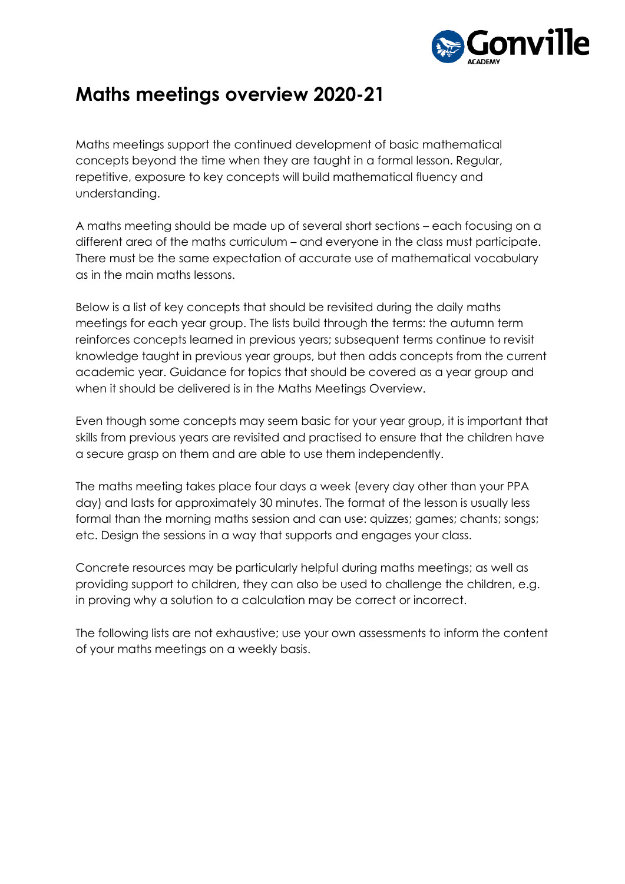# Maths meetings overview 2020-21

Maths meetings support the continued development of basic mathematical concepts beyond the time when they are taught in a formal lesson. Regular, repetitive, exposure to key concepts will build mathematical fluency and understanding.

A maths meeting should be made up of several short sections – each focusing on a different area of the maths curriculum – and everyone in the class must participate. There must be the same expectation of accurate use of mathematical vocabulary as in the main maths lessons.

Below is a list of key concepts that should be revisited during the daily maths meetings for each year group. The lists build through the terms: the autumn term reinforces concepts learned in previous years; subsequent terms continue to revisit knowledge taught in previous year groups, but then adds concepts from the current academic year. Guidance for topics that should be covered as a year group and when it should be delivered is in the Maths Meetings Overview.

Even though some concepts may seem basic for your year group, it is important that skills from previous years are revisited and practised to ensure that the children have a secure grasp on them and are able to use them independently.

The maths meeting takes place four days a week (every day other than your PPA day) and lasts for approximately 30 minutes. The format of the lesson is usually less formal than the morning maths session and can use: quizzes; games; chants; songs; etc. Design the sessions in a way that supports and engages your class.

Concrete resources may be particularly helpful during maths meetings; as well as providing support to children, they can also be used to challenge the children, e.g. in proving why a solution to a calculation may be correct or incorrect.

The following lists are not exhaustive; use your own assessments to inform the content of your maths meetings on a weekly basis.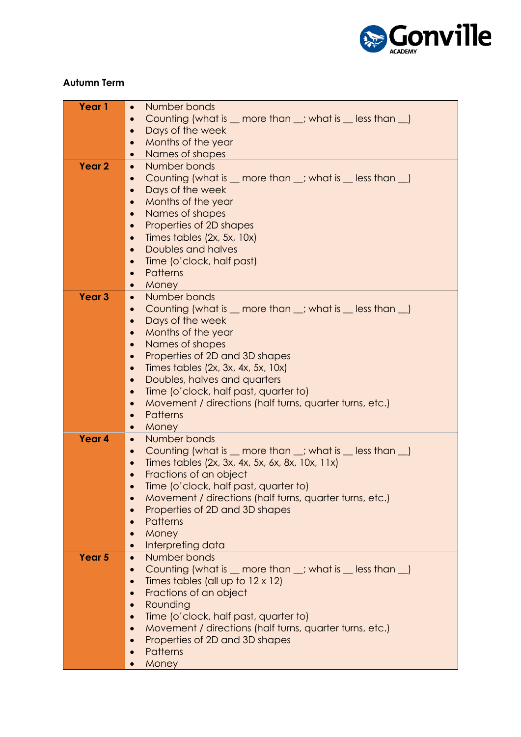**Autumn Term**

| Year | Content |
| --- | --- |
| **Year 1** | • Number bonds<br>• Counting (what is __ more than __; what is __ less than __)<br>• Days of the week<br>• Months of the year<br>• Names of shapes |
| **Year 2** | • Number bonds<br>• Counting (what is __ more than __; what is __ less than __)<br>• Days of the week<br>• Months of the year<br>• Names of shapes<br>• Properties of 2D shapes<br>• Times tables (2x, 5x, 10x)<br>• Doubles and halves<br>• Time (o'clock, half past)<br>• Patterns<br>• Money |
| **Year 3** | • Number bonds<br>• Counting (what is __ more than __; what is __ less than __)<br>• Days of the week<br>• Months of the year<br>• Names of shapes<br>• Properties of 2D and 3D shapes<br>• Times tables (2x, 3x, 4x, 5x, 10x)<br>• Doubles, halves and quarters<br>• Time (o'clock, half past, quarter to)<br>• Movement / directions (half turns, quarter turns, etc.)<br>• Patterns<br>• Money |
| **Year 4** | • Number bonds<br>• Counting (what is __ more than __; what is __ less than __)<br>• Times tables (2x, 3x, 4x, 5x, 6x, 8x, 10x, 11x)<br>• Fractions of an object<br>• Time (o'clock, half past, quarter to)<br>• Movement / directions (half turns, quarter turns, etc.)<br>• Properties of 2D and 3D shapes<br>• Patterns<br>• Money<br>• Interpreting data |
| **Year 5** | • Number bonds<br>• Counting (what is __ more than __; what is __ less than __)<br>• Times tables (all up to 12 x 12)<br>• Fractions of an object<br>• Rounding<br>• Time (o'clock, half past, quarter to)<br>• Movement / directions (half turns, quarter turns, etc.)<br>• Properties of 2D and 3D shapes<br>• Patterns<br>• Money |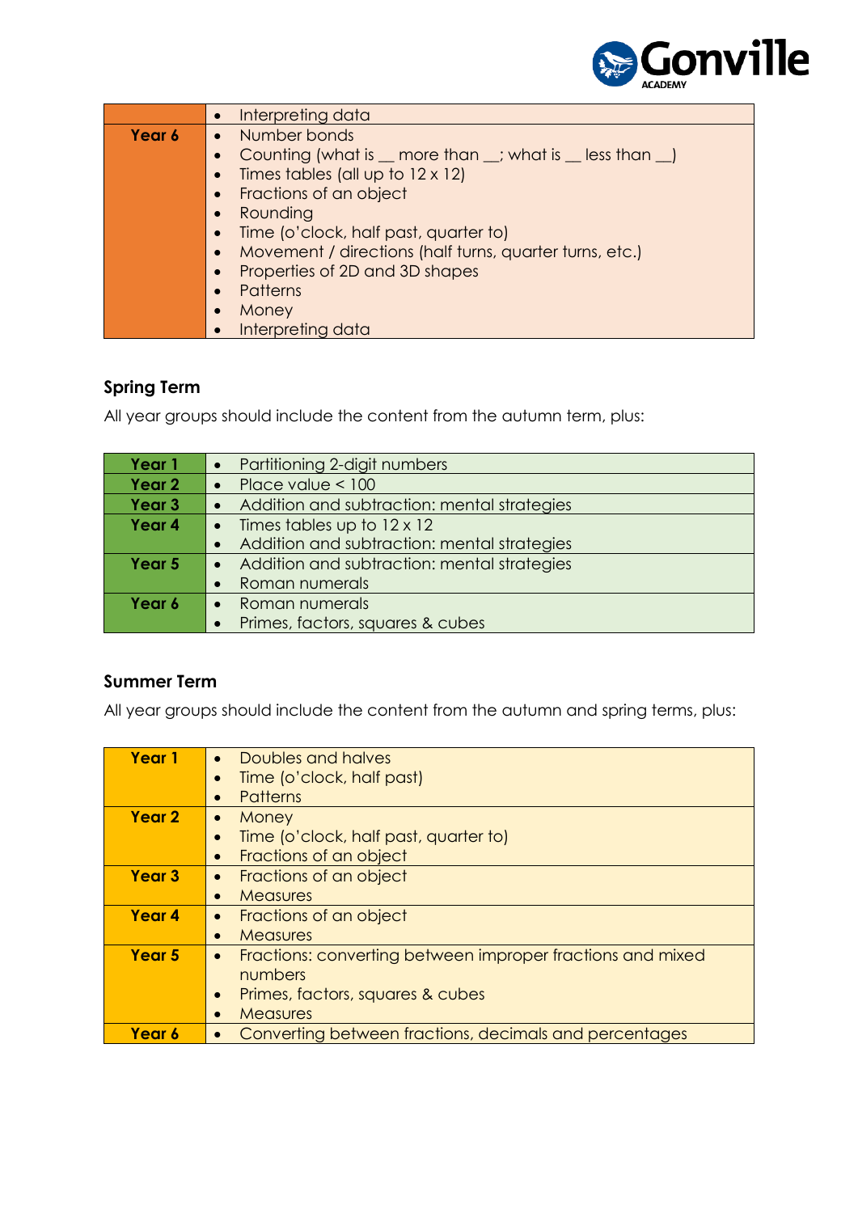| | |
|---|---|
| | • Interpreting data |
| **Year 6** | • Number bonds<br>• Counting (what is __ more than __; what is __ less than __)<br>• Times tables (all up to 12 x 12)<br>• Fractions of an object<br>• Rounding<br>• Time (o'clock, half past, quarter to)<br>• Movement / directions (half turns, quarter turns, etc.)<br>• Properties of 2D and 3D shapes<br>• Patterns<br>• Money<br>• Interpreting data |

### Spring Term

All year groups should include the content from the autumn term, plus:

| | |
|---|---|
| **Year 1** | • Partitioning 2-digit numbers |
| **Year 2** | • Place value < 100 |
| **Year 3** | • Addition and subtraction: mental strategies |
| **Year 4** | • Times tables up to 12 x 12<br>• Addition and subtraction: mental strategies |
| **Year 5** | • Addition and subtraction: mental strategies<br>• Roman numerals |
| **Year 6** | • Roman numerals<br>• Primes, factors, squares & cubes |

### Summer Term

All year groups should include the content from the autumn and spring terms, plus:

| | |
|---|---|
| **Year 1** | • Doubles and halves<br>• Time (o'clock, half past)<br>• Patterns |
| **Year 2** | • Money<br>• Time (o'clock, half past, quarter to)<br>• Fractions of an object |
| **Year 3** | • Fractions of an object<br>• Measures |
| **Year 4** | • Fractions of an object<br>• Measures |
| **Year 5** | • Fractions: converting between improper fractions and mixed numbers<br>• Primes, factors, squares & cubes<br>• Measures |
| **Year 6** | • Converting between fractions, decimals and percentages |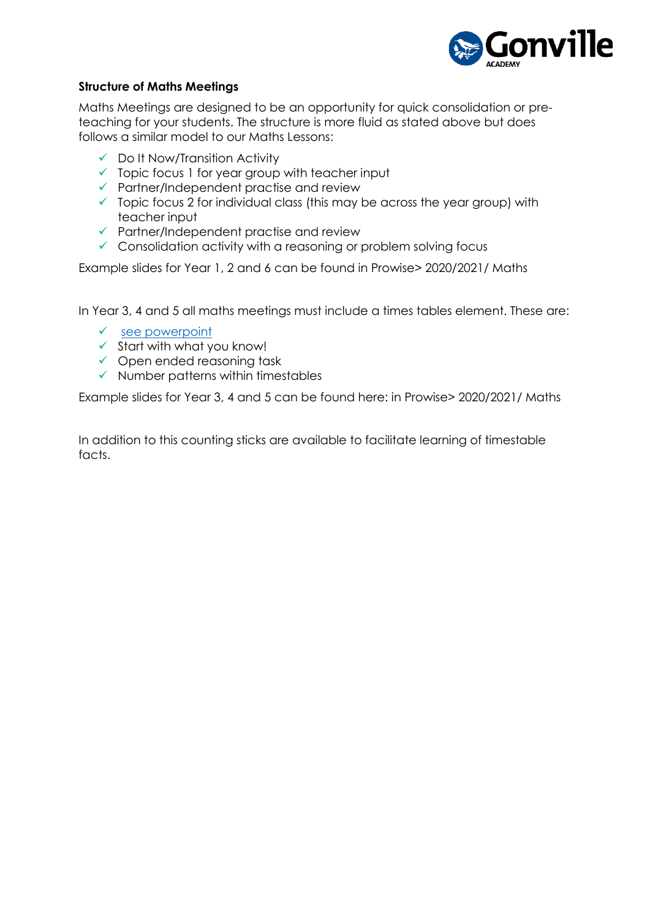**Structure of Maths Meetings**

Maths Meetings are designed to be an opportunity for quick consolidation or pre-teaching for your students. The structure is more fluid as stated above but does follows a similar model to our Maths Lessons:

- ✓ Do It Now/Transition Activity
- ✓ Topic focus 1 for year group with teacher input
- ✓ Partner/Independent practise and review
- ✓ Topic focus 2 for individual class (this may be across the year group) with teacher input
- ✓ Partner/Independent practise and review
- ✓ Consolidation activity with a reasoning or problem solving focus

Example slides for Year 1, 2 and 6 can be found in Prowise> 2020/2021/ Maths

In Year 3, 4 and 5 all maths meetings must include a times tables element. These are:

- ✓ see powerpoint
- ✓ Start with what you know!
- ✓ Open ended reasoning task
- ✓ Number patterns within timestables

Example slides for Year 3, 4 and 5 can be found here: in Prowise> 2020/2021/ Maths

In addition to this counting sticks are available to facilitate learning of timestable facts.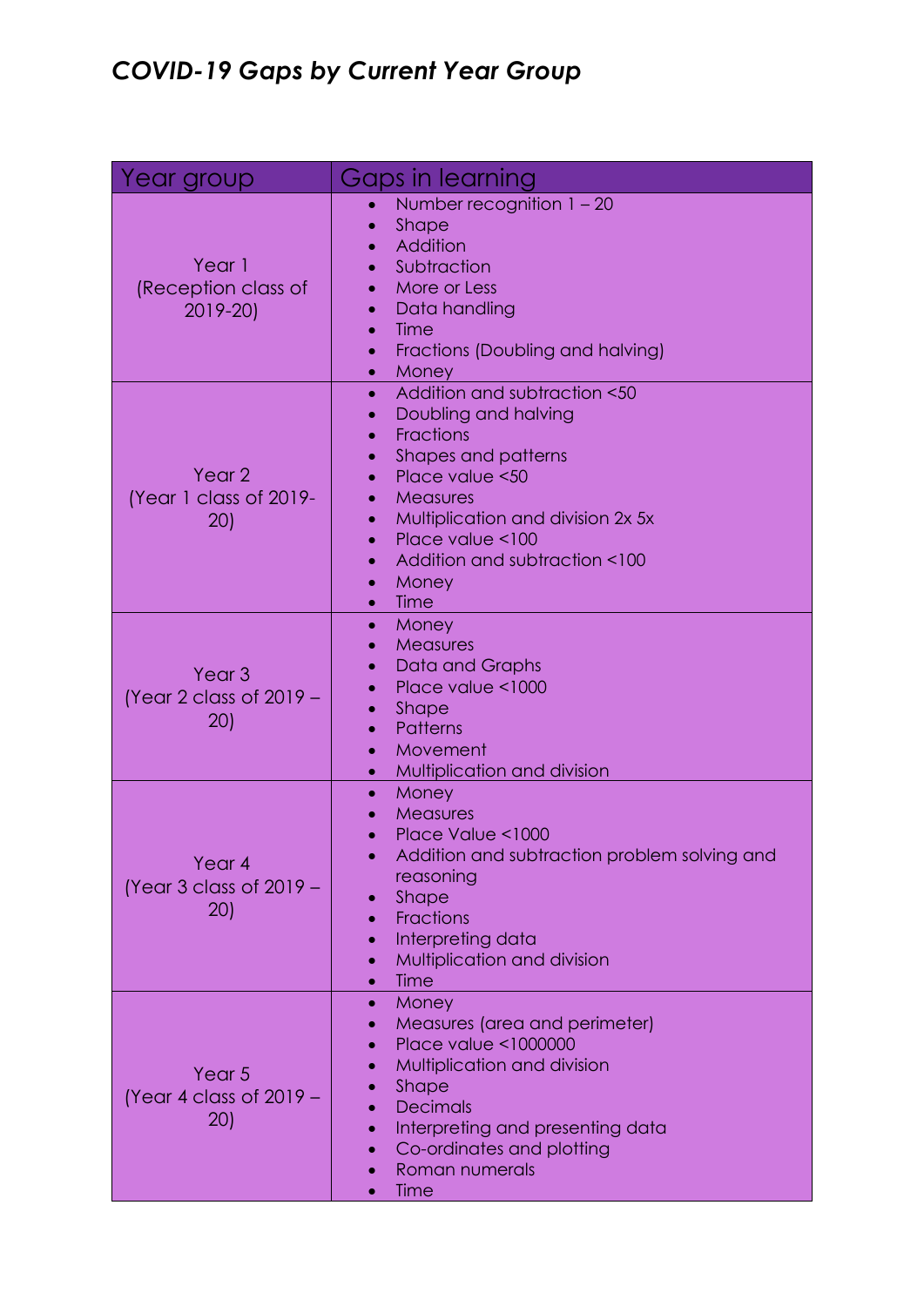# *COVID-19 Gaps by Current Year Group*

| Year group | Gaps in learning |
|---|---|
| Year 1 (Reception class of 2019-20) | • Number recognition 1 – 20<br>• Shape<br>• Addition<br>• Subtraction<br>• More or Less<br>• Data handling<br>• Time<br>• Fractions (Doubling and halving)<br>• Money |
| Year 2 (Year 1 class of 2019-20) | • Addition and subtraction <50<br>• Doubling and halving<br>• Fractions<br>• Shapes and patterns<br>• Place value <50<br>• Measures<br>• Multiplication and division 2x 5x<br>• Place value <100<br>• Addition and subtraction <100<br>• Money<br>• Time |
| Year 3 (Year 2 class of 2019 – 20) | • Money<br>• Measures<br>• Data and Graphs<br>• Place value <1000<br>• Shape<br>• Patterns<br>• Movement<br>• Multiplication and division |
| Year 4 (Year 3 class of 2019 – 20) | • Money<br>• Measures<br>• Place Value <1000<br>• Addition and subtraction problem solving and reasoning<br>• Shape<br>• Fractions<br>• Interpreting data<br>• Multiplication and division<br>• Time |
| Year 5 (Year 4 class of 2019 – 20) | • Money<br>• Measures (area and perimeter)<br>• Place value <1000000<br>• Multiplication and division<br>• Shape<br>• Decimals<br>• Interpreting and presenting data<br>• Co-ordinates and plotting<br>• Roman numerals<br>• Time |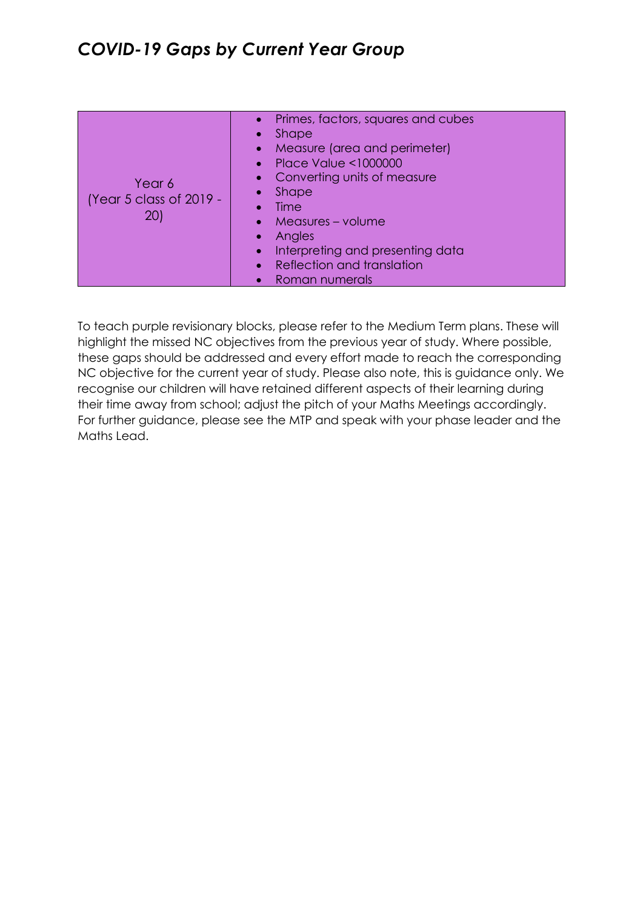# *COVID-19 Gaps by Current Year Group*

| | |
|---|---|
| Year 6 (Year 5 class of 2019 - 20) | • Primes, factors, squares and cubes<br>• Shape<br>• Measure (area and perimeter)<br>• Place Value <1000000<br>• Converting units of measure<br>• Shape<br>• Time<br>• Measures – volume<br>• Angles<br>• Interpreting and presenting data<br>• Reflection and translation<br>• Roman numerals |

To teach purple revisionary blocks, please refer to the Medium Term plans. These will highlight the missed NC objectives from the previous year of study. Where possible, these gaps should be addressed and every effort made to reach the corresponding NC objective for the current year of study. Please also note, this is guidance only. We recognise our children will have retained different aspects of their learning during their time away from school; adjust the pitch of your Maths Meetings accordingly. For further guidance, please see the MTP and speak with your phase leader and the Maths Lead.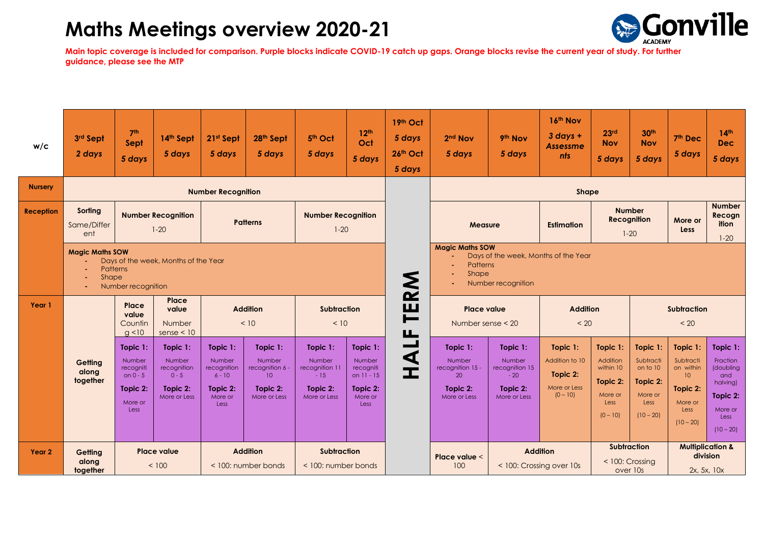# Maths Meetings overview 2020-21

**Main topic coverage is included for comparison. Purple blocks indicate COVID-19 catch up gaps. Orange blocks revise the current year of study. For further guidance, please see the MTP**

| w/c | 3rd Sept *2 days* | 7th Sept *5 days* | 14th Sept *5 days* | 21st Sept *5 days* | 28th Sept *5 days* | 5th Oct *5 days* | 12th Oct *5 days* | 19th Oct *5 days* 26th Oct *5 days* | 2nd Nov *5 days* | 9th Nov *5 days* | 16th Nov *3 days + Assessments* | 23rd Nov *5 days* | 30th Nov *5 days* | 7th Dec *5 days* | 14th Dec *5 days* |
|---|---|---|---|---|---|---|---|---|---|---|---|---|---|---|---|
| **Nursery** | **Number Recognition** | | | | | | | **HALF TERM** | **Shape** | | | | | | |
| **Reception** | **Sorting** Same/Different | **Number Recognition** 1-20 | | **Patterns** | | **Number Recognition** 1-20 | | | **Measure** | | **Estimation** | **Number Recognition** 1-20 | | **More or Less** | **Number Recognition** 1-20 |
| | **Magic Maths SOW** - Days of the week, Months of the Year - Patterns - Shape - Number recognition | | | | | | | | **Magic Maths SOW** - Days of the week, Months of the Year - Patterns - Shape - Number recognition | | | | | | |
| **Year 1** | **Getting along together** | **Place value** Counting <10 | **Place value** Number sense < 10 | **Addition** < 10 | | **Subtraction** < 10 | | | **Place value** Number sense < 20 | | **Addition** < 20 | | **Subtraction** < 20 | | |
| | | **Topic 1:** Number recognition 0 - 5 **Topic 2:** More or Less | **Topic 1:** Number recognition 0 - 5 **Topic 2:** More or Less | **Topic 1:** Number recognition 6 - 10 **Topic 2:** More or Less | **Topic 1:** Number recognition 6 - 10 **Topic 2:** More or Less | **Topic 1:** Number recognition 11 - 15 **Topic 2:** More or Less | **Topic 1:** Number recognition 11 - 15 **Topic 2:** More or Less | | **Topic 1:** Number recognition 15 - 20 **Topic 2:** More or Less | **Topic 1:** Number recognition 15 - 20 **Topic 2:** More or Less | **Topic 1:** Addition to 10 **Topic 2:** More or Less (0 – 10) | **Topic 1:** Addition within 10 **Topic 2:** More or Less (0 – 10) | **Topic 1:** Subtraction on to 10 **Topic 2:** More or Less (10 – 20) | **Topic 1:** Subtraction on within 10 **Topic 2:** More or Less (10 – 20) | **Topic 1:** Fraction (doubling and halving) **Topic 2:** More or Less (10 – 20) |
| **Year 2** | **Getting along together** | **Place value** < 100 | | **Addition** < 100: number bonds | | **Subtraction** < 100: number bonds | | | **Place value** < 100 | **Addition** < 100: Crossing over 10s | | **Subtraction** < 100: Crossing over 10s | | **Multiplication & division** 2x, 5x, 10x | |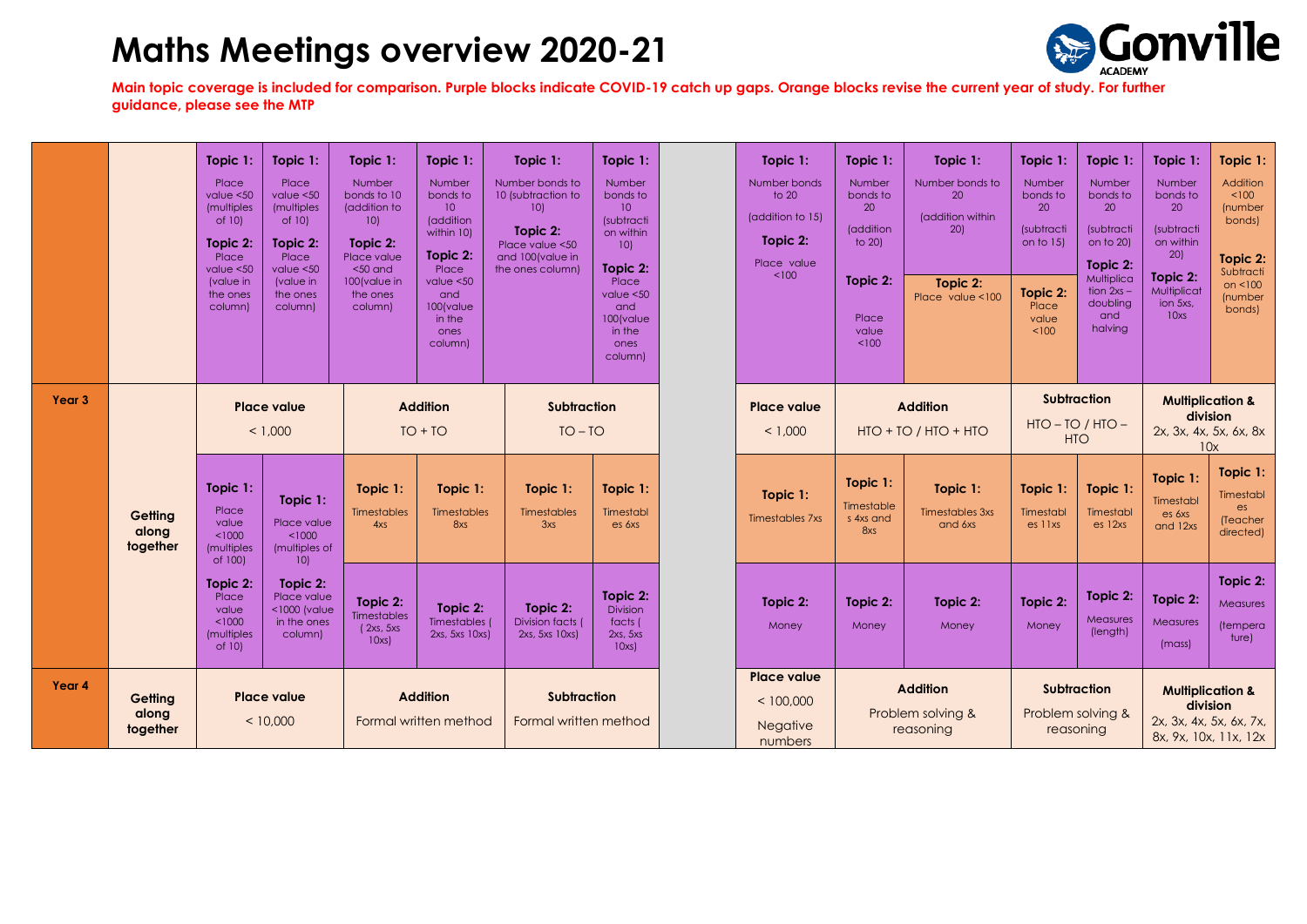# Maths Meetings overview 2020-21

**Main topic coverage is included for comparison. Purple blocks indicate COVID-19 catch up gaps. Orange blocks revise the current year of study. For further guidance, please see the MTP**

| | | | | | | | | | | | | | | | | |
|---|---|---|---|---|---|---|---|---|---|---|---|---|---|---|---|---|
| | | **Topic 1:** Place value <50 (multiples of 10) **Topic 2:** Place value <50 (value in the ones column) | **Topic 1:** Place value <50 (multiples of 10) **Topic 2:** Place value <50 (value in the ones column) | **Topic 1:** Number bonds to 10 (addition to 10) **Topic 2:** Place value <50 and 100(value in the ones column) | **Topic 1:** Number bonds to 10 (addition within 10) **Topic 2:** Place value <50 and 100(value in the ones column) | **Topic 1:** Number bonds to 10 (subtraction to 10) **Topic 2:** Place value <50 and 100(value in the ones column) | **Topic 1:** Number bonds to 10 (subtraction within 10) **Topic 2:** Place value <50 and 100(value in the ones column) | | **Topic 1:** Number bonds to 20 (addition to 15) **Topic 2:** Place value <100 | **Topic 1:** Number bonds to 20 (addition to 20) **Topic 2:** Place value <100 | **Topic 1:** Number bonds to 20 (addition within 20) **Topic 2:** Place value <100 | **Topic 1:** Number bonds to 20 (subtraction to 15) **Topic 2:** Place value <100 | **Topic 1:** Number bonds to 20 (subtraction to 20) **Topic 2:** Multiplication 2xs – doubling and halving | **Topic 1:** Number bonds to 20 (subtraction within 20) **Topic 2:** Multiplication 5xs, 10xs | **Topic 1:** Addition <100 (number bonds) **Topic 2:** Subtraction <100 (number bonds) |
| **Year 3** | **Getting along together** | Place value < 1,000 | | Addition TO + TO | | Subtraction TO – TO | | | Place value < 1,000 | Addition HTO + TO / HTO + HTO | | Subtraction HTO – TO / HTO – HTO | | Multiplication & division 2x, 3x, 4x, 5x, 6x, 8x 10x | |
| | | **Topic 1:** Place value <1000 (multiples of 100) | **Topic 1:** Place value <1000 (multiples of 10) | **Topic 1:** Timestables 4xs | **Topic 1:** Timestables 8xs | **Topic 1:** Timestables 3xs | **Topic 1:** Timestables 6xs | | **Topic 1:** Timestables 7xs | **Topic 1:** Timestables 4xs and 8xs | **Topic 1:** Timestables 3xs and 6xs | **Topic 1:** Timestables 11xs | **Topic 1:** Timestables 12xs | **Topic 1:** Timestables 6xs and 12xs | **Topic 1:** Timestables (Teacher directed) |
| | | **Topic 2:** Place value <1000 (multiples of 10) | **Topic 2:** Place value <1000 (value in the ones column) | **Topic 2:** Timestables (2xs, 5xs 10xs) | **Topic 2:** Timestables (2xs, 5xs 10xs) | **Topic 2:** Division facts (2xs, 5xs 10xs) | **Topic 2:** Division facts (2xs, 5xs 10xs) | | **Topic 2:** Money | **Topic 2:** Money | **Topic 2:** Money | **Topic 2:** Money | **Topic 2:** Measures (length) | **Topic 2:** Measures (mass) | **Topic 2:** Measures (temperature) |
| **Year 4** | **Getting along together** | Place value < 10,000 | | Addition Formal written method | | Subtraction Formal written method | | | Place value < 100,000 Negative numbers | Addition Problem solving & reasoning | | Subtraction Problem solving & reasoning | | Multiplication & division 2x, 3x, 4x, 5x, 6x, 7x, 8x, 9x, 10x, 11x, 12x | |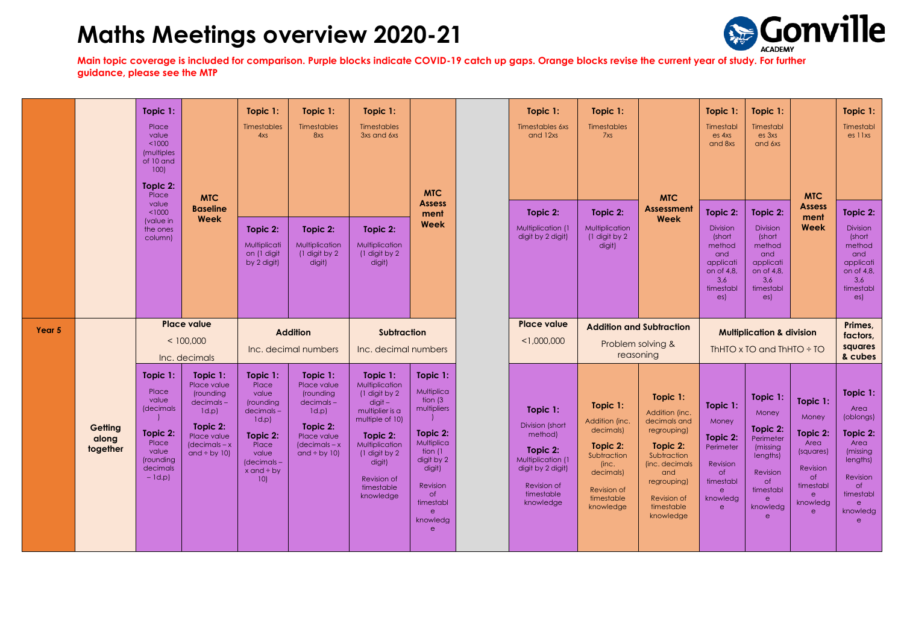# Maths Meetings overview 2020-21

**Main topic coverage is included for comparison. Purple blocks indicate COVID-19 catch up gaps. Orange blocks revise the current year of study. For further guidance, please see the MTP**

| | | | | | | | | | | | | | | | | |
|---|---|---|---|---|---|---|---|---|---|---|---|---|---|---|---|---|
| | | **Topic 1:** Place value <1000 (multiples of 10 and 100) **Topic 2:** Place value <1000 (value in the ones column) | **MTC Baseline Week** | **Topic 1:** Timestables 4xs **Topic 2:** Multiplication (1 digit by 2 digit) | **Topic 1:** Timestables 8xs **Topic 2:** Multiplication (1 digit by 2 digit) | **Topic 1:** Timestables 3xs and 6xs **Topic 2:** Multiplication (1 digit by 2 digit) | **MTC Assessment Week** | | **Topic 1:** Timestables 6xs and 12xs **Topic 2:** Multiplication (1 digit by 2 digit) | **Topic 1:** Timestables 7xs **Topic 2:** Multiplication (1 digit by 2 digit) | **MTC Assessment Week** | **Topic 1:** Timestables 4xs and 8xs **Topic 2:** Division (short method and application of 4,8, 3,6 timestables) | **Topic 1:** Timestables 3xs and 6xs **Topic 2:** Division (short method and application of 4,8, 3,6 timestables) | **MTC Assessment Week** | **Topic 1:** Timestables 11xs **Topic 2:** Division (short method and application of 4,8, 3,6 timestables) |
| **Year 5** | | **Place value** < 100,000 Inc. decimals | | **Addition** Inc. decimal numbers | | **Subtraction** Inc. decimal numbers | | | **Place value** <1,000,000 | **Addition and Subtraction** Problem solving & reasoning | | **Multiplication & division** ThHTO x TO and ThHTO ÷ TO | | | **Primes, factors, squares & cubes** |
| | **Getting along together** | **Topic 1:** Place value (decimals) **Topic 2:** Place value (rounding decimals – 1d.p) | **Topic 1:** Place value (rounding decimals – 1d.p) **Topic 2:** Place value (decimals – x and ÷ by 10) | **Topic 1:** Place value (rounding decimals – 1d.p) **Topic 2:** Place value (decimals – x and ÷ by 10) | **Topic 1:** Place value (rounding decimals – 1d.p) **Topic 2:** Place value (decimals – x and ÷ by 10) | **Topic 1:** Multiplication (1 digit by 2 digit – multiplier is a multiple of 10) **Topic 2:** Multiplication (1 digit by 2 digit) Revision of timestable knowledge | **Topic 1:** Multiplication (3 multipliers) **Topic 2:** Multiplication (1 digit by 2 digit) Revision of timestable knowledge | | **Topic 1:** Division (short method) **Topic 2:** Multiplication (1 digit by 2 digit) Revision of timestable knowledge | **Topic 1:** Addition (inc. decimals) **Topic 2:** Subtraction (inc. decimals) Revision of timestable knowledge | **Topic 1:** Addition (inc. decimals and regrouping) **Topic 2:** Subtraction (inc. decimals and regrouping) Revision of timestable knowledge | **Topic 1:** Money **Topic 2:** Perimeter Revision of timestable knowledge | **Topic 1:** Money **Topic 2:** Perimeter (missing lengths) Revision of timestable knowledge | **Topic 1:** Money **Topic 2:** Area (squares) Revision of timestable knowledge | **Topic 1:** Area (oblongs) **Topic 2:** Area (missing lengths) Revision of timestable knowledge |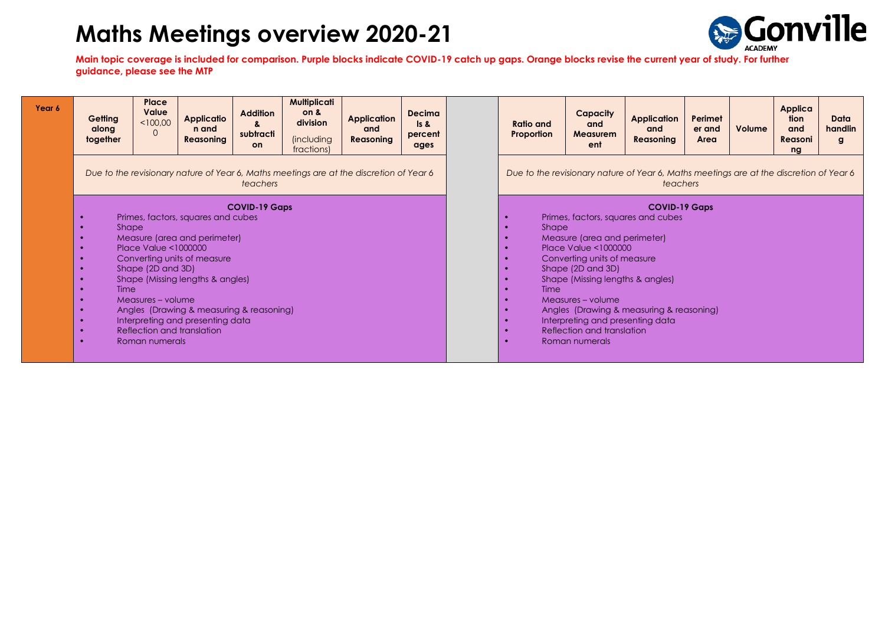# Maths Meetings overview 2020-21

**Main topic coverage is included for comparison. Purple blocks indicate COVID-19 catch up gaps. Orange blocks revise the current year of study. For further guidance, please see the MTP**

| | | | | | | | | | | | | | | | | |
|---|---|---|---|---|---|---|---|---|---|---|---|---|---|---|---|---|
| **Year 6** | **Getting along together** | **Place Value** <100,000 | **Application and Reasoning** | **Addition & subtraction** | **Multiplication & division** (including fractions) | **Application and Reasoning** | **Decimals & percentages** | | **Ratio and Proportion** | **Capacity and Measurement** | **Application and Reasoning** | **Perimeter and Area** | **Volume** | **Application and Reasoning** | **Data handling** |
| | *Due to the revisionary nature of Year 6, Maths meetings are at the discretion of Year 6 teachers* | | | | | | | | *Due to the revisionary nature of Year 6, Maths meetings are at the discretion of Year 6 teachers* | | | | | | |
| | **COVID-19 Gaps**<br>• Primes, factors, squares and cubes<br>• Shape<br>• Measure (area and perimeter)<br>• Place Value <1000000<br>• Converting units of measure<br>• Shape (2D and 3D)<br>• Shape (Missing lengths & angles)<br>• Time<br>• Measures – volume<br>• Angles (Drawing & measuring & reasoning)<br>• Interpreting and presenting data<br>• Reflection and translation<br>• Roman numerals | | | | | | | | **COVID-19 Gaps**<br>• Primes, factors, squares and cubes<br>• Shape<br>• Measure (area and perimeter)<br>• Place Value <1000000<br>• Converting units of measure<br>• Shape (2D and 3D)<br>• Shape (Missing lengths & angles)<br>• Time<br>• Measures – volume<br>• Angles (Drawing & measuring & reasoning)<br>• Interpreting and presenting data<br>• Reflection and translation<br>• Roman numerals | | | | | | |